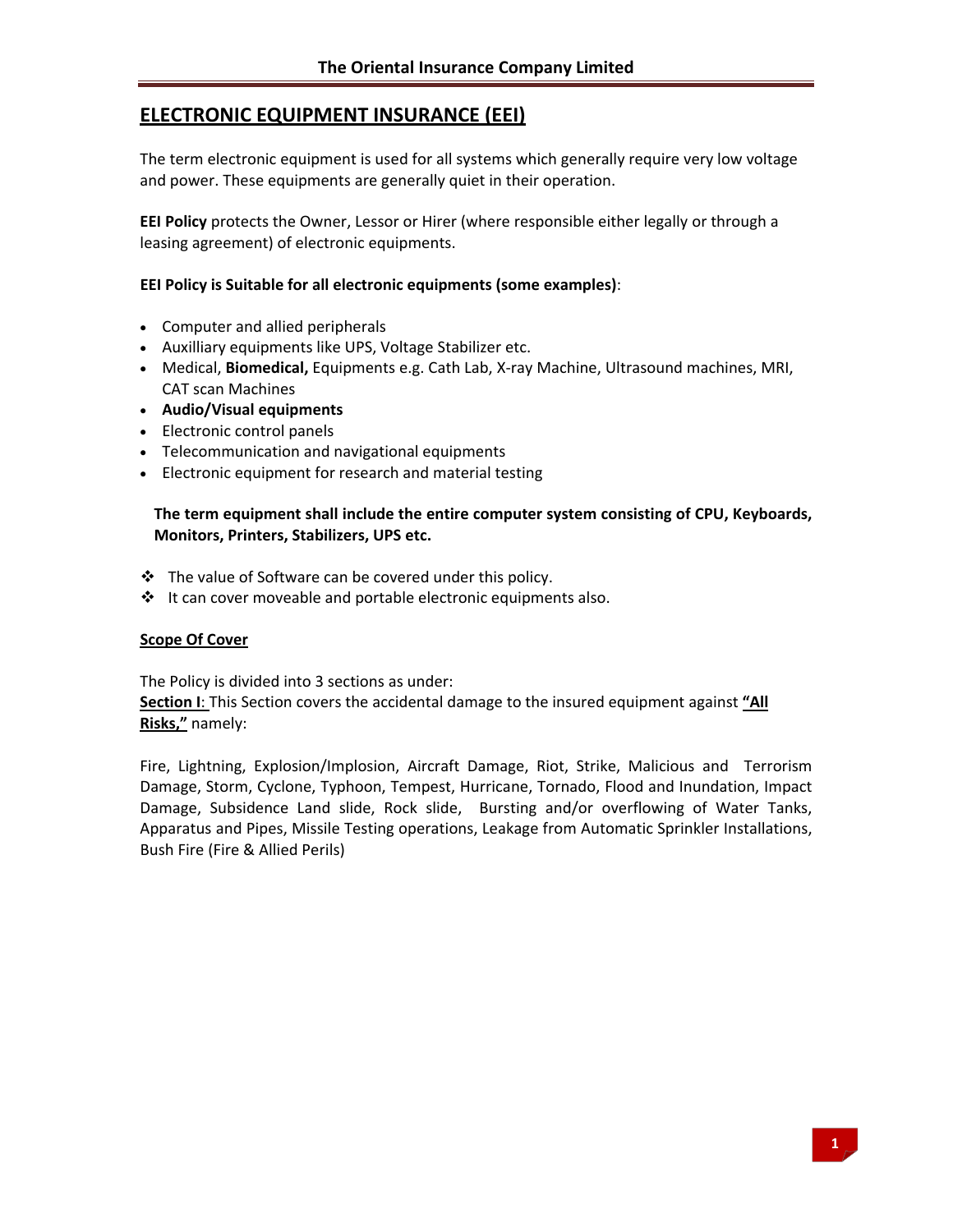# ELECTRONIC EQUIPMENT INSURANCE (EEI)

The term electronic equipment is used for all systems which generally require very low voltage and power. These equipments are generally quiet in their operation.

**EEI Policy** protects the Owner, Lessor or Hirer (where responsible either legally or through a leasing agreement) of electronic equipments.

**EEI Policy is Suitable for all electronic equipments (some examples)**:

- Computer and allied peripherals
- Auxilliary equipments like UPS, Voltage Stabilizer etc.
- Medical, **Biomedical,** Equipments e.g. Cath Lab, X-ray Machine, Ultrasound machines, MRI, CAT scan Machines
- **Audio/Visual equipments**
- Electronic control panels
- Telecommunication and navigational equipments
- Electronic equipment for research and material testing

**The term equipment shall include the entire computer system consisting of CPU, Keyboards, Monitors, Printers, Stabilizers, UPS etc.**

- The value of Software can be covered under this policy.
- It can cover moveable and portable electronic equipments also.

## Scope Of Cover

The Policy is divided into 3 sections as under:
**Section I**: This Section covers the accidental damage to the insured equipment against **"All Risks,"** namely:

Fire, Lightning, Explosion/Implosion, Aircraft Damage, Riot, Strike, Malicious and Terrorism Damage, Storm, Cyclone, Typhoon, Tempest, Hurricane, Tornado, Flood and Inundation, Impact Damage, Subsidence Land slide, Rock slide, Bursting and/or overflowing of Water Tanks, Apparatus and Pipes, Missile Testing operations, Leakage from Automatic Sprinkler Installations, Bush Fire (Fire & Allied Perils)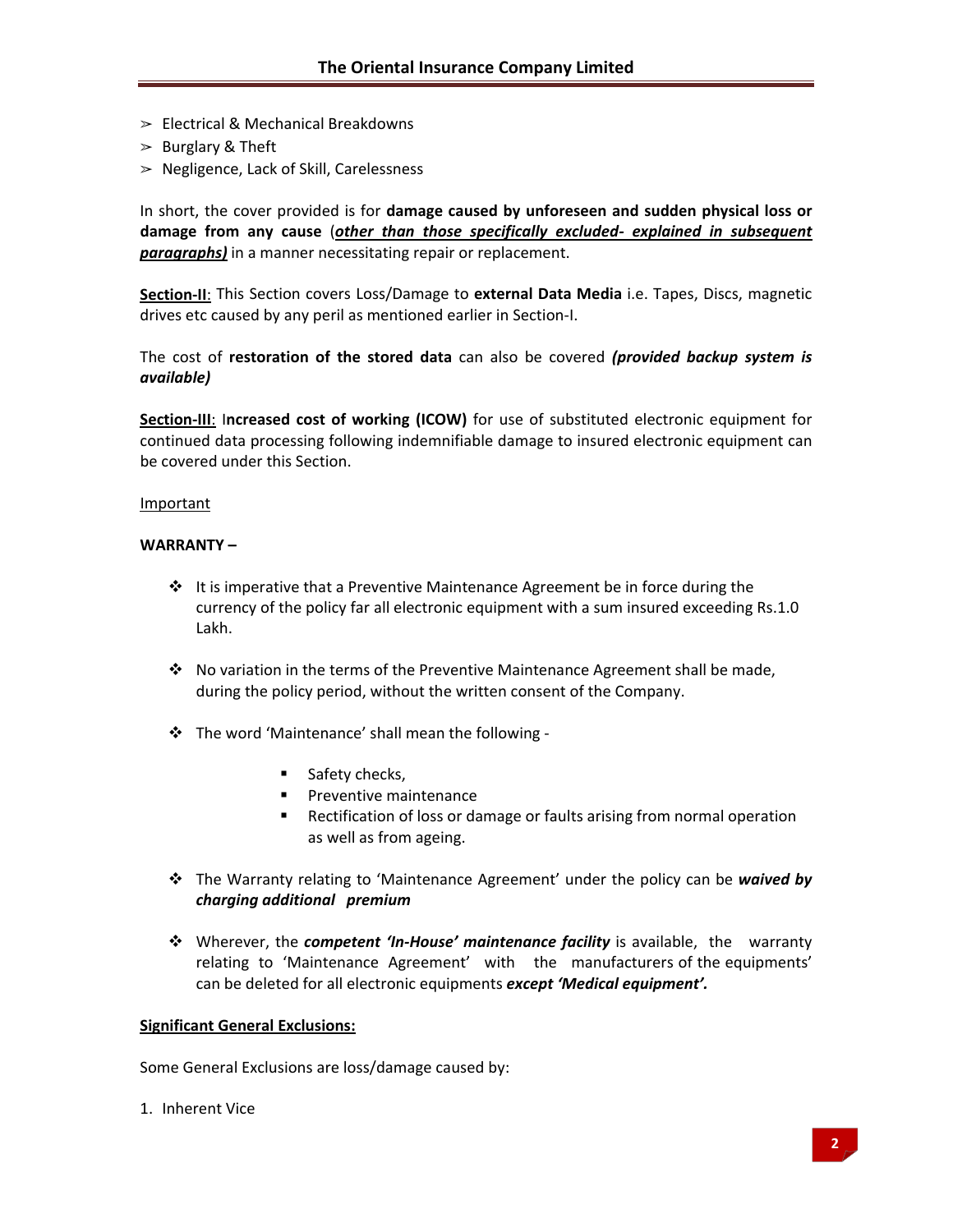- Electrical & Mechanical Breakdowns
- Burglary & Theft
- Negligence, Lack of Skill, Carelessness

In short, the cover provided is for **damage caused by unforeseen and sudden physical loss or damage from any cause** (***other than those specifically excluded- explained in subsequent paragraphs)*** in a manner necessitating repair or replacement.

**Section-II**: This Section covers Loss/Damage to **external Data Media** i.e. Tapes, Discs, magnetic drives etc caused by any peril as mentioned earlier in Section-I.

The cost of **restoration of the stored data** can also be covered ***(provided backup system is available)***

**Section-III**: I**ncreased cost of working (ICOW)** for use of substituted electronic equipment for continued data processing following indemnifiable damage to insured electronic equipment can be covered under this Section.

Important

**WARRANTY –**

- It is imperative that a Preventive Maintenance Agreement be in force during the currency of the policy far all electronic equipment with a sum insured exceeding Rs.1.0 Lakh.

- No variation in the terms of the Preventive Maintenance Agreement shall be made, during the policy period, without the written consent of the Company.

- The word 'Maintenance' shall mean the following -

    - Safety checks,
    - Preventive maintenance
    - Rectification of loss or damage or faults arising from normal operation as well as from ageing.

- The Warranty relating to 'Maintenance Agreement' under the policy can be ***waived by charging additional premium***

- Wherever, the ***competent 'In-House' maintenance facility*** is available, the warranty relating to 'Maintenance Agreement' with the manufacturers of the equipments' can be deleted for all electronic equipments ***except 'Medical equipment'.***

**Significant General Exclusions:**

Some General Exclusions are loss/damage caused by:

1. Inherent Vice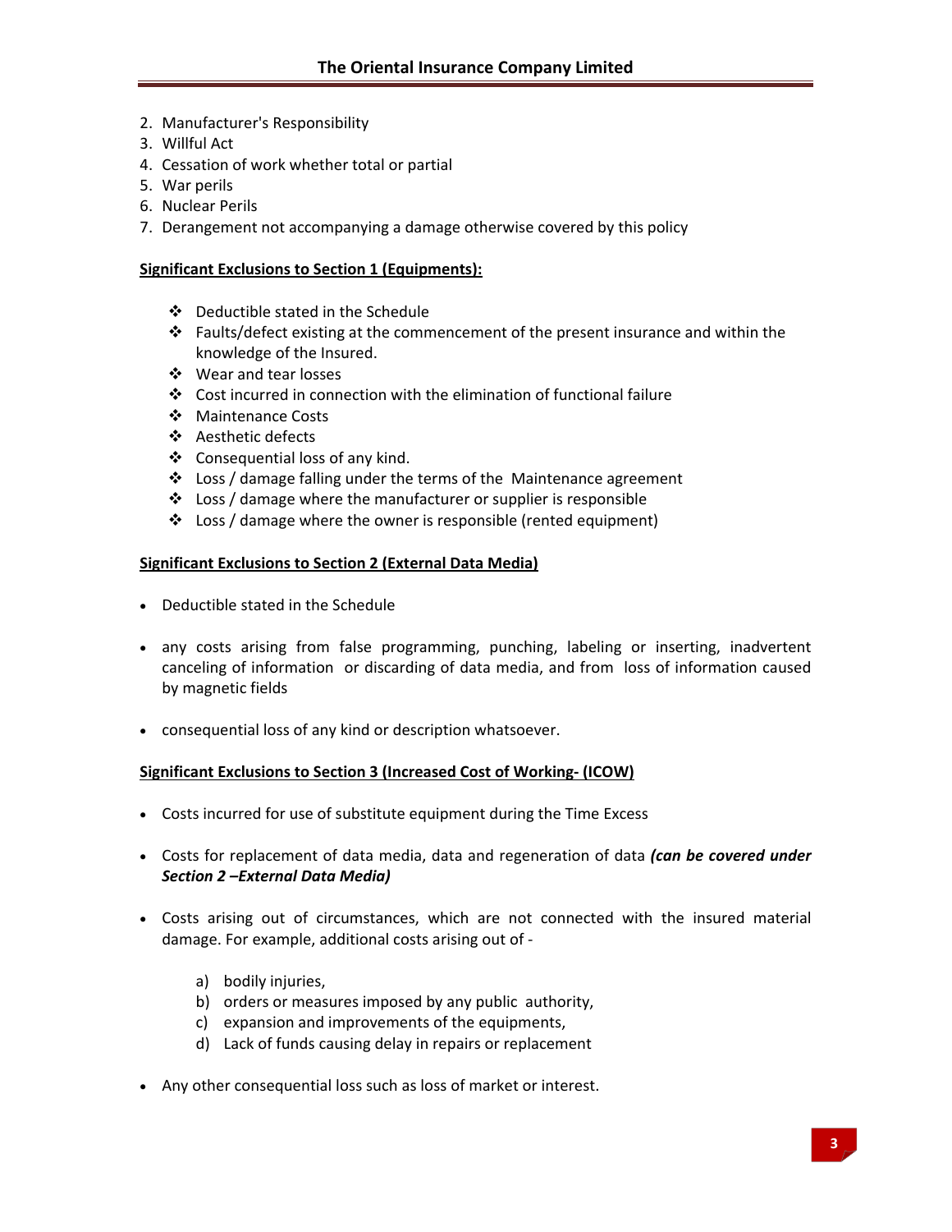2. Manufacturer's Responsibility
3. Willful Act
4. Cessation of work whether total or partial
5. War perils
6. Nuclear Perils
7. Derangement not accompanying a damage otherwise covered by this policy

**Significant Exclusions to Section 1 (Equipments):**

- Deductible stated in the Schedule
- Faults/defect existing at the commencement of the present insurance and within the knowledge of the Insured.
- Wear and tear losses
- Cost incurred in connection with the elimination of functional failure
- Maintenance Costs
- Aesthetic defects
- Consequential loss of any kind.
- Loss / damage falling under the terms of the Maintenance agreement
- Loss / damage where the manufacturer or supplier is responsible
- Loss / damage where the owner is responsible (rented equipment)

**Significant Exclusions to Section 2 (External Data Media)**

- Deductible stated in the Schedule
- any costs arising from false programming, punching, labeling or inserting, inadvertent canceling of information or discarding of data media, and from loss of information caused by magnetic fields
- consequential loss of any kind or description whatsoever.

**Significant Exclusions to Section 3 (Increased Cost of Working- (ICOW)**

- Costs incurred for use of substitute equipment during the Time Excess
- Costs for replacement of data media, data and regeneration of data ***(can be covered under Section 2 –External Data Media)***
- Costs arising out of circumstances, which are not connected with the insured material damage. For example, additional costs arising out of -
  - a) bodily injuries,
  - b) orders or measures imposed by any public authority,
  - c) expansion and improvements of the equipments,
  - d) Lack of funds causing delay in repairs or replacement
- Any other consequential loss such as loss of market or interest.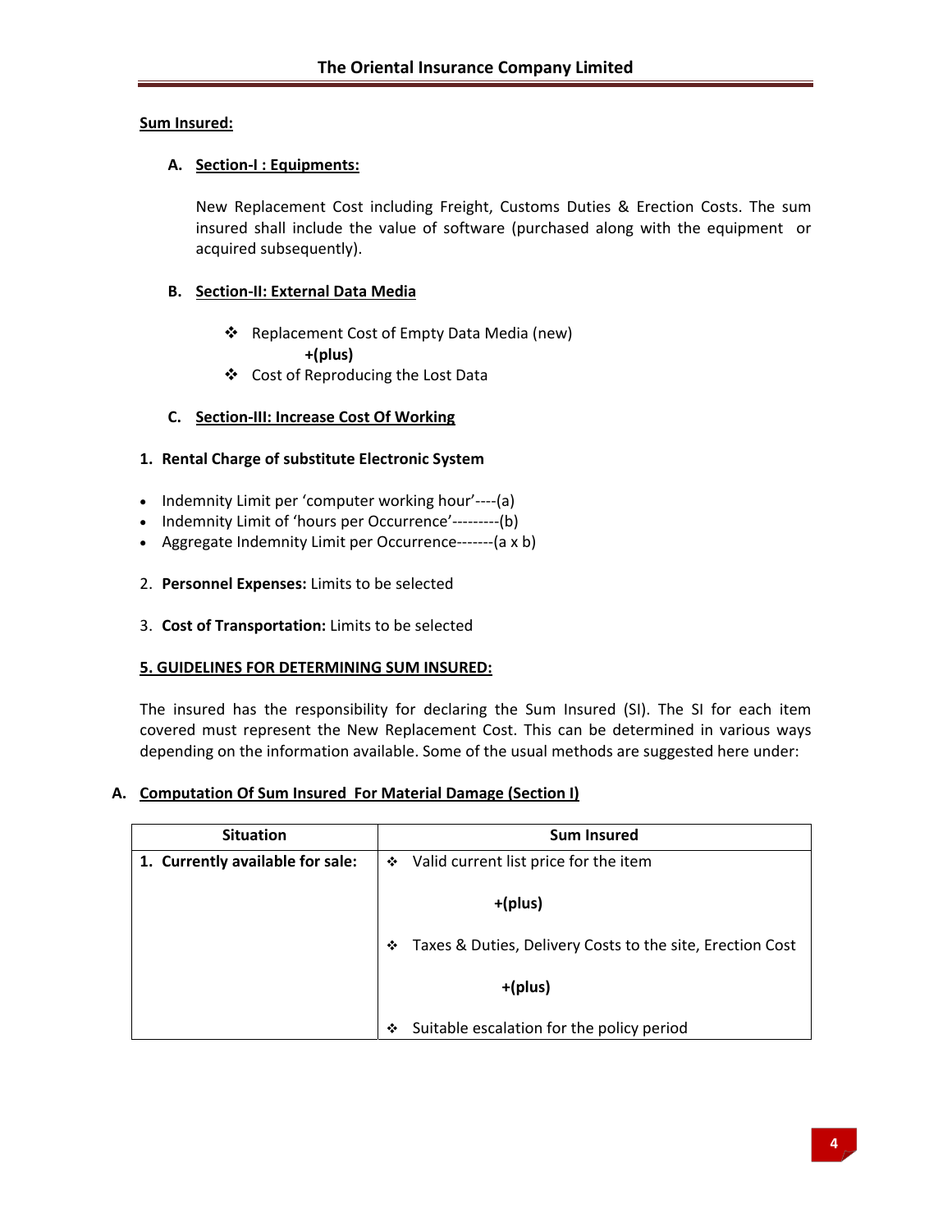**Sum Insured:**

**A. Section-I : Equipments:**

New Replacement Cost including Freight, Customs Duties & Erection Costs. The sum insured shall include the value of software (purchased along with the equipment or acquired subsequently).

**B. Section-II: External Data Media**

- ❖ Replacement Cost of Empty Data Media (new)

  **+(plus)**

- ❖ Cost of Reproducing the Lost Data

**C. Section-III: Increase Cost Of Working**

1. **Rental Charge of substitute Electronic System**

- Indemnity Limit per 'computer working hour'----(a)
- Indemnity Limit of 'hours per Occurrence'---------(b)
- Aggregate Indemnity Limit per Occurrence-------(a x b)

2. **Personnel Expenses:** Limits to be selected

3. **Cost of Transportation:** Limits to be selected

**5. GUIDELINES FOR DETERMINING SUM INSURED:**

The insured has the responsibility for declaring the Sum Insured (SI). The SI for each item covered must represent the New Replacement Cost. This can be determined in various ways depending on the information available. Some of the usual methods are suggested here under:

**A. Computation Of Sum Insured For Material Damage (Section I)**

| Situation | Sum Insured |
|---|---|
| **1. Currently available for sale:** | ❖ Valid current list price for the item<br><br>**+(plus)**<br><br>❖ Taxes & Duties, Delivery Costs to the site, Erection Cost<br><br>**+(plus)**<br><br>❖ Suitable escalation for the policy period |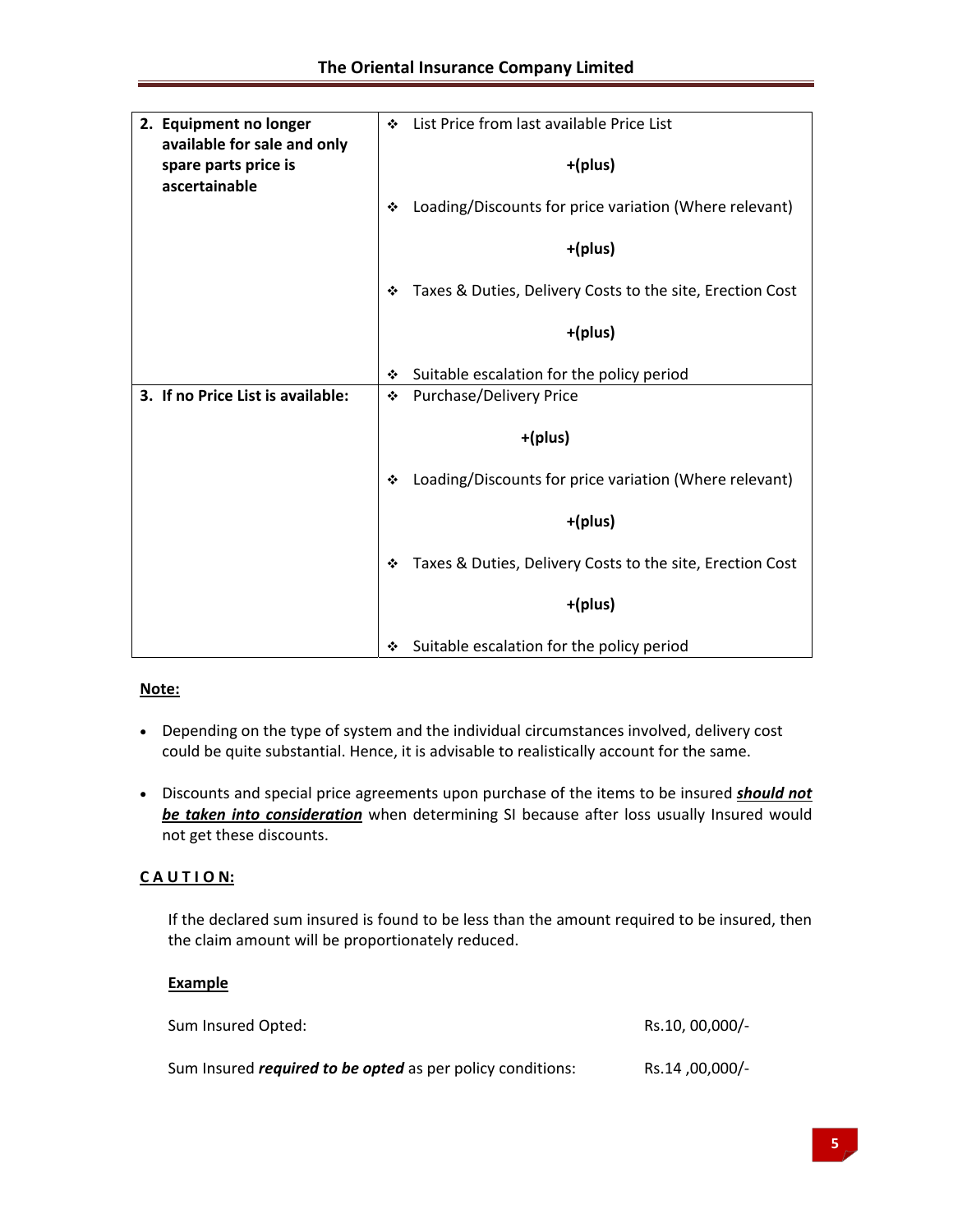| | |
|---|---|
| **2. Equipment no longer available for sale and only spare parts price is ascertainable** | ❖ List Price from last available Price List<br>**+(plus)**<br>❖ Loading/Discounts for price variation (Where relevant)<br>**+(plus)**<br>❖ Taxes & Duties, Delivery Costs to the site, Erection Cost<br>**+(plus)**<br>❖ Suitable escalation for the policy period |
| **3. If no Price List is available:** | ❖ Purchase/Delivery Price<br>**+(plus)**<br>❖ Loading/Discounts for price variation (Where relevant)<br>**+(plus)**<br>❖ Taxes & Duties, Delivery Costs to the site, Erection Cost<br>**+(plus)**<br>❖ Suitable escalation for the policy period |

**Note:**

- Depending on the type of system and the individual circumstances involved, delivery cost could be quite substantial. Hence, it is advisable to realistically account for the same.
- Discounts and special price agreements upon purchase of the items to be insured ***should not be taken into consideration*** when determining SI because after loss usually Insured would not get these discounts.

**C A U T I O N:**

If the declared sum insured is found to be less than the amount required to be insured, then the claim amount will be proportionately reduced.

**Example**

| | |
|---|---|
| Sum Insured Opted: | Rs.10, 00,000/- |
| Sum Insured ***required to be opted*** as per policy conditions: | Rs.14 ,00,000/- |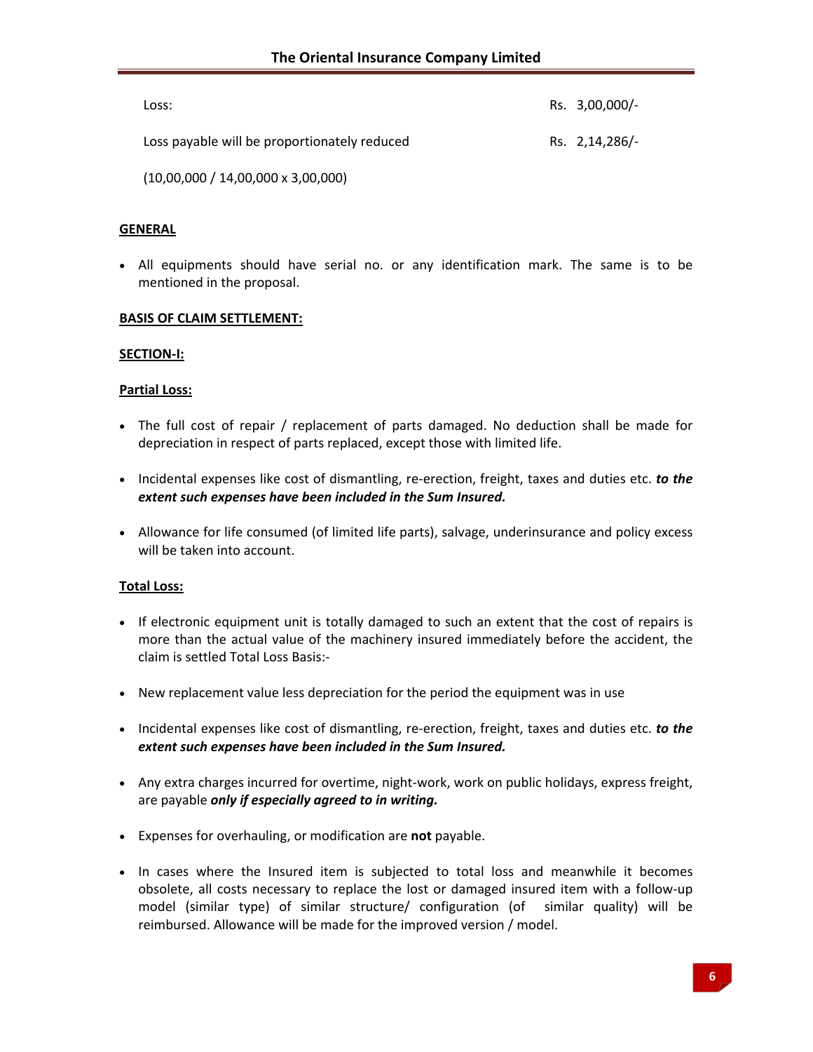| | |
|---|---|
| Loss: | Rs. 3,00,000/- |
| Loss payable will be proportionately reduced | Rs. 2,14,286/- |
| (10,00,000 / 14,00,000 x 3,00,000) | |

**GENERAL**

- All equipments should have serial no. or any identification mark. The same is to be mentioned in the proposal.

**BASIS OF CLAIM SETTLEMENT:**

**SECTION-I:**

**Partial Loss:**

- The full cost of repair / replacement of parts damaged. No deduction shall be made for depreciation in respect of parts replaced, except those with limited life.
- Incidental expenses like cost of dismantling, re-erection, freight, taxes and duties etc. ***to the extent such expenses have been included in the Sum Insured.***
- Allowance for life consumed (of limited life parts), salvage, underinsurance and policy excess will be taken into account.

**Total Loss:**

- If electronic equipment unit is totally damaged to such an extent that the cost of repairs is more than the actual value of the machinery insured immediately before the accident, the claim is settled Total Loss Basis:-
- New replacement value less depreciation for the period the equipment was in use
- Incidental expenses like cost of dismantling, re-erection, freight, taxes and duties etc. ***to the extent such expenses have been included in the Sum Insured.***
- Any extra charges incurred for overtime, night-work, work on public holidays, express freight, are payable ***only if especially agreed to in writing.***
- Expenses for overhauling, or modification are **not** payable.
- In cases where the Insured item is subjected to total loss and meanwhile it becomes obsolete, all costs necessary to replace the lost or damaged insured item with a follow-up model (similar type) of similar structure/ configuration (of similar quality) will be reimbursed. Allowance will be made for the improved version / model.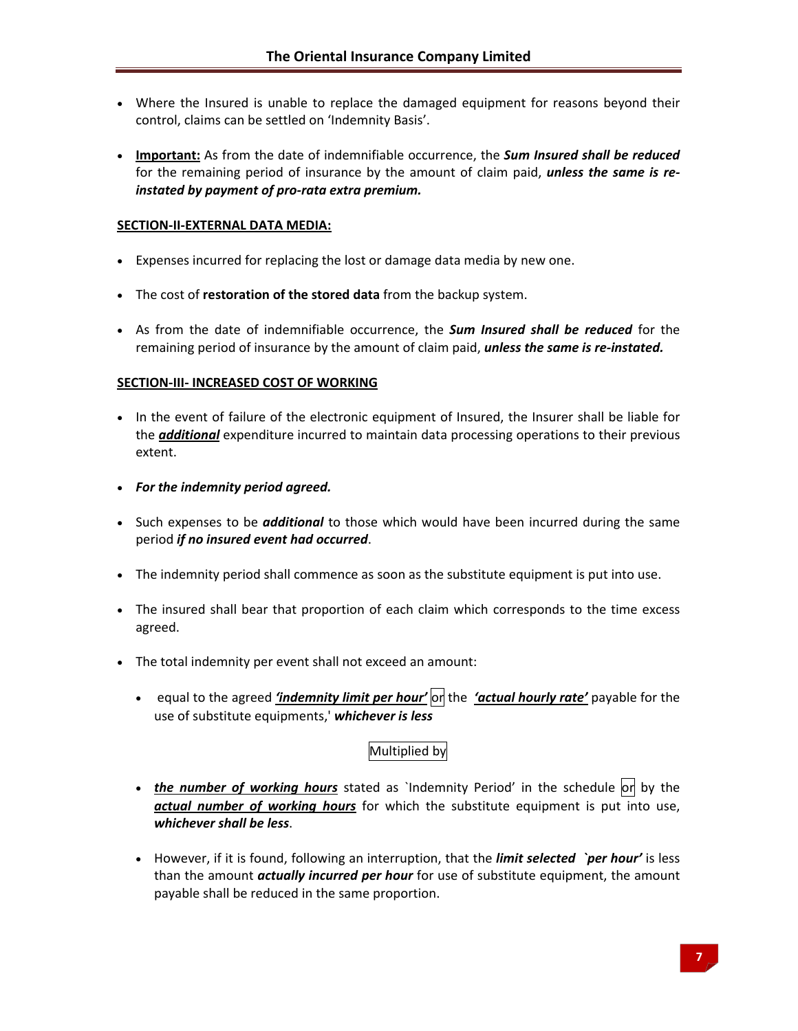- Where the Insured is unable to replace the damaged equipment for reasons beyond their control, claims can be settled on 'Indemnity Basis'.

- **Important:** As from the date of indemnifiable occurrence, the ***Sum Insured shall be reduced*** for the remaining period of insurance by the amount of claim paid, ***unless the same is re-instated by payment of pro-rata extra premium.***

**SECTION-II-EXTERNAL DATA MEDIA:**

- Expenses incurred for replacing the lost or damage data media by new one.

- The cost of **restoration of the stored data** from the backup system.

- As from the date of indemnifiable occurrence, the ***Sum Insured shall be reduced*** for the remaining period of insurance by the amount of claim paid, ***unless the same is re-instated.***

**SECTION-III- INCREASED COST OF WORKING**

- In the event of failure of the electronic equipment of Insured, the Insurer shall be liable for the ***additional*** expenditure incurred to maintain data processing operations to their previous extent.

- ***For the indemnity period agreed.***

- Such expenses to be ***additional*** to those which would have been incurred during the same period ***if no insured event had occurred***.

- The indemnity period shall commence as soon as the substitute equipment is put into use.

- The insured shall bear that proportion of each claim which corresponds to the time excess agreed.

- The total indemnity per event shall not exceed an amount:

  - equal to the agreed ***'indemnity limit per hour'*** or the ***'actual hourly rate'*** payable for the use of substitute equipments,' ***whichever is less***

    Multiplied by

  - ***the number of working hours*** stated as `Indemnity Period' in the schedule or by the ***actual number of working hours*** for which the substitute equipment is put into use, ***whichever shall be less***.

  - However, if it is found, following an interruption, that the ***limit selected `per hour'*** is less than the amount ***actually incurred per hour*** for use of substitute equipment, the amount payable shall be reduced in the same proportion.